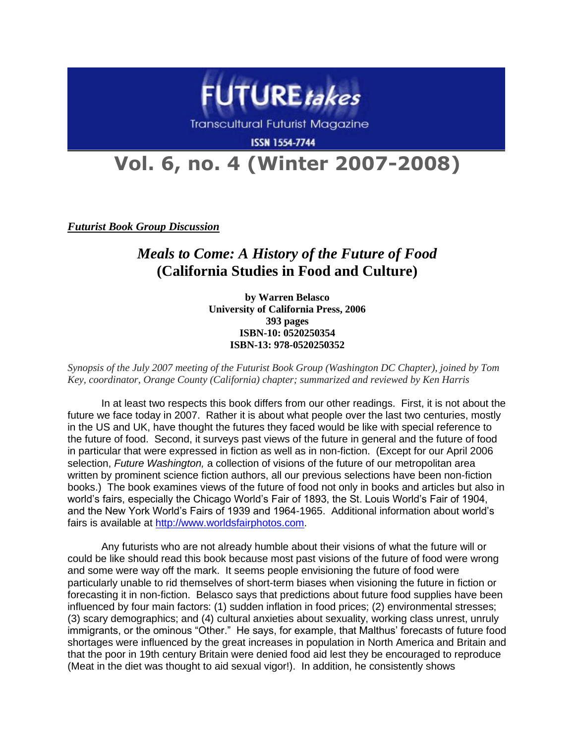# FUTURE*takes*

Transcultural Futurist Magazine

ISSN 1554-7744

# Vol. 6, no. 4 (Winter 2007-2008)

***Futurist Book Group Discussion***

## *Meals to Come: A History of the Future of Food* (California Studies in Food and Culture)

**by Warren Belasco**
**University of California Press, 2006**
**393 pages**
**ISBN-10: 0520250354**
**ISBN-13: 978-0520250352**

*Synopsis of the July 2007 meeting of the Futurist Book Group (Washington DC Chapter), joined by Tom Key, coordinator, Orange County (California) chapter; summarized and reviewed by Ken Harris*

In at least two respects this book differs from our other readings. First, it is not about the future we face today in 2007. Rather it is about what people over the last two centuries, mostly in the US and UK, have thought the futures they faced would be like with special reference to the future of food. Second, it surveys past views of the future in general and the future of food in particular that were expressed in fiction as well as in non-fiction. (Except for our April 2006 selection, *Future Washington,* a collection of visions of the future of our metropolitan area written by prominent science fiction authors, all our previous selections have been non-fiction books.) The book examines views of the future of food not only in books and articles but also in world's fairs, especially the Chicago World's Fair of 1893, the St. Louis World's Fair of 1904, and the New York World's Fairs of 1939 and 1964-1965. Additional information about world's fairs is available at http://www.worldsfairphotos.com.

Any futurists who are not already humble about their visions of what the future will or could be like should read this book because most past visions of the future of food were wrong and some were way off the mark. It seems people envisioning the future of food were particularly unable to rid themselves of short-term biases when visioning the future in fiction or forecasting it in non-fiction. Belasco says that predictions about future food supplies have been influenced by four main factors: (1) sudden inflation in food prices; (2) environmental stresses; (3) scary demographics; and (4) cultural anxieties about sexuality, working class unrest, unruly immigrants, or the ominous "Other." He says, for example, that Malthus' forecasts of future food shortages were influenced by the great increases in population in North America and Britain and that the poor in 19th century Britain were denied food aid lest they be encouraged to reproduce (Meat in the diet was thought to aid sexual vigor!). In addition, he consistently shows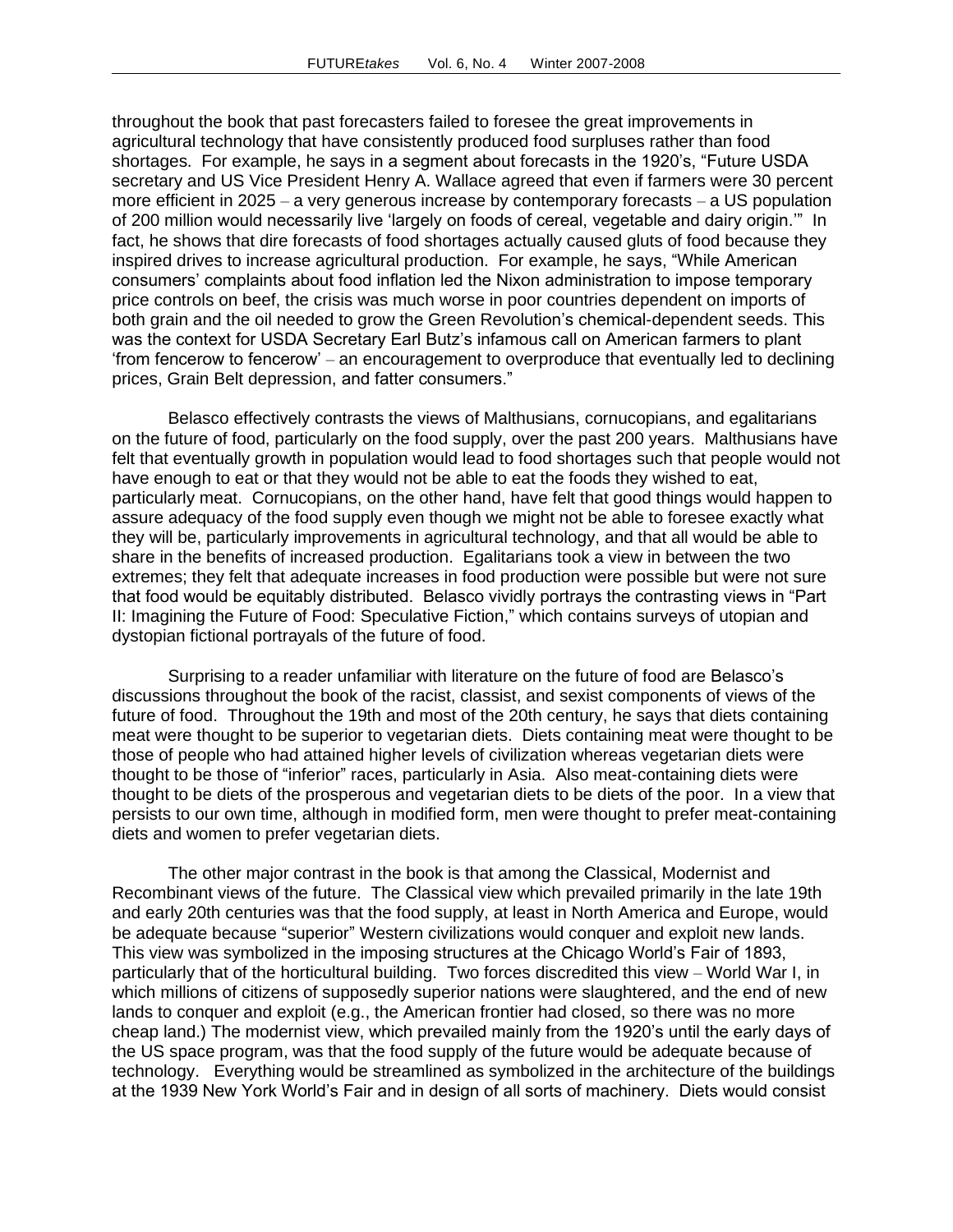throughout the book that past forecasters failed to foresee the great improvements in agricultural technology that have consistently produced food surpluses rather than food shortages. For example, he says in a segment about forecasts in the 1920's, "Future USDA secretary and US Vice President Henry A. Wallace agreed that even if farmers were 30 percent more efficient in 2025 – a very generous increase by contemporary forecasts – a US population of 200 million would necessarily live 'largely on foods of cereal, vegetable and dairy origin.'" In fact, he shows that dire forecasts of food shortages actually caused gluts of food because they inspired drives to increase agricultural production. For example, he says, "While American consumers' complaints about food inflation led the Nixon administration to impose temporary price controls on beef, the crisis was much worse in poor countries dependent on imports of both grain and the oil needed to grow the Green Revolution's chemical-dependent seeds. This was the context for USDA Secretary Earl Butz's infamous call on American farmers to plant 'from fencerow to fencerow' – an encouragement to overproduce that eventually led to declining prices, Grain Belt depression, and fatter consumers."

Belasco effectively contrasts the views of Malthusians, cornucopians, and egalitarians on the future of food, particularly on the food supply, over the past 200 years. Malthusians have felt that eventually growth in population would lead to food shortages such that people would not have enough to eat or that they would not be able to eat the foods they wished to eat, particularly meat. Cornucopians, on the other hand, have felt that good things would happen to assure adequacy of the food supply even though we might not be able to foresee exactly what they will be, particularly improvements in agricultural technology, and that all would be able to share in the benefits of increased production. Egalitarians took a view in between the two extremes; they felt that adequate increases in food production were possible but were not sure that food would be equitably distributed. Belasco vividly portrays the contrasting views in "Part II: Imagining the Future of Food: Speculative Fiction," which contains surveys of utopian and dystopian fictional portrayals of the future of food.

Surprising to a reader unfamiliar with literature on the future of food are Belasco's discussions throughout the book of the racist, classist, and sexist components of views of the future of food. Throughout the 19th and most of the 20th century, he says that diets containing meat were thought to be superior to vegetarian diets. Diets containing meat were thought to be those of people who had attained higher levels of civilization whereas vegetarian diets were thought to be those of "inferior" races, particularly in Asia. Also meat-containing diets were thought to be diets of the prosperous and vegetarian diets to be diets of the poor. In a view that persists to our own time, although in modified form, men were thought to prefer meat-containing diets and women to prefer vegetarian diets.

The other major contrast in the book is that among the Classical, Modernist and Recombinant views of the future. The Classical view which prevailed primarily in the late 19th and early 20th centuries was that the food supply, at least in North America and Europe, would be adequate because "superior" Western civilizations would conquer and exploit new lands. This view was symbolized in the imposing structures at the Chicago World's Fair of 1893, particularly that of the horticultural building. Two forces discredited this view – World War I, in which millions of citizens of supposedly superior nations were slaughtered, and the end of new lands to conquer and exploit (e.g., the American frontier had closed, so there was no more cheap land.) The modernist view, which prevailed mainly from the 1920's until the early days of the US space program, was that the food supply of the future would be adequate because of technology. Everything would be streamlined as symbolized in the architecture of the buildings at the 1939 New York World's Fair and in design of all sorts of machinery. Diets would consist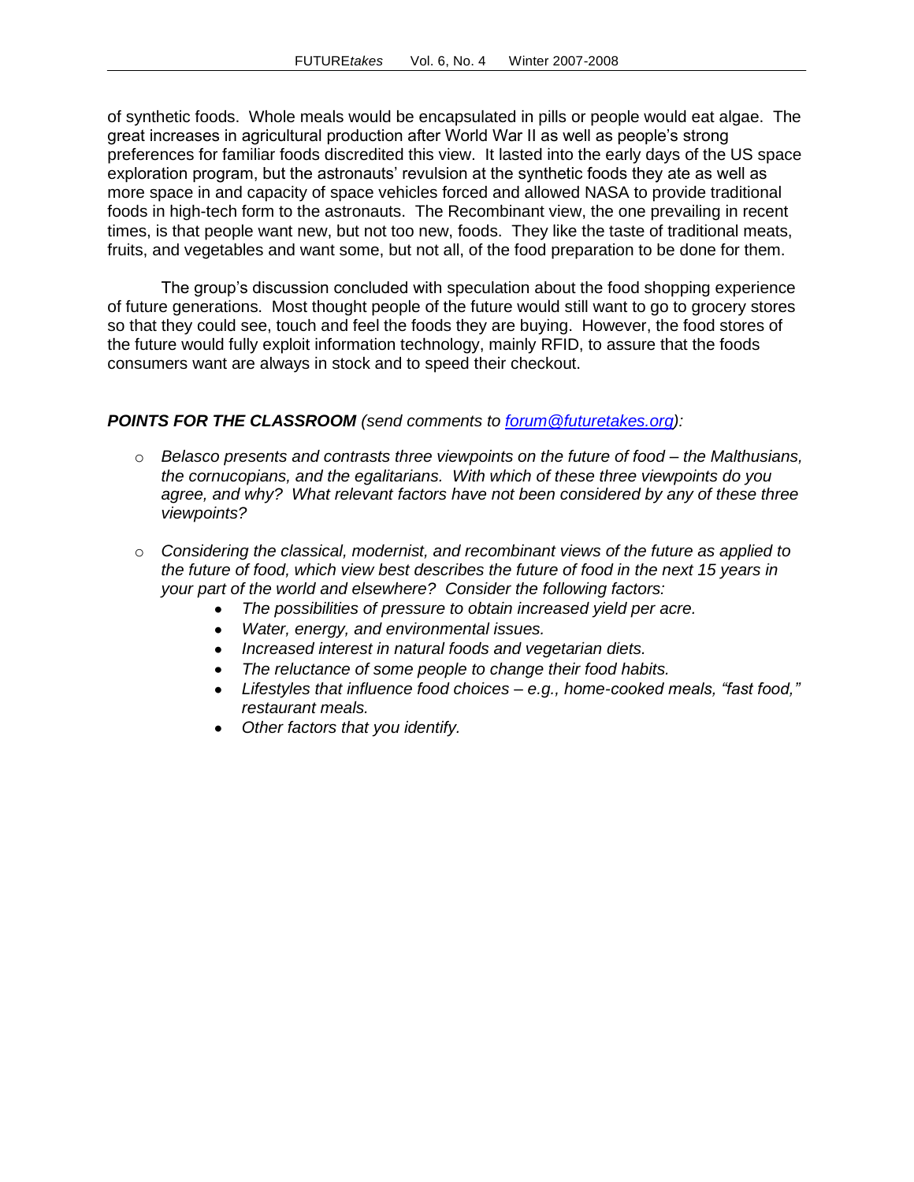of synthetic foods. Whole meals would be encapsulated in pills or people would eat algae. The great increases in agricultural production after World War II as well as people's strong preferences for familiar foods discredited this view. It lasted into the early days of the US space exploration program, but the astronauts' revulsion at the synthetic foods they ate as well as more space in and capacity of space vehicles forced and allowed NASA to provide traditional foods in high-tech form to the astronauts. The Recombinant view, the one prevailing in recent times, is that people want new, but not too new, foods. They like the taste of traditional meats, fruits, and vegetables and want some, but not all, of the food preparation to be done for them.

The group's discussion concluded with speculation about the food shopping experience of future generations. Most thought people of the future would still want to go to grocery stores so that they could see, touch and feel the foods they are buying. However, the food stores of the future would fully exploit information technology, mainly RFID, to assure that the foods consumers want are always in stock and to speed their checkout.

***POINTS FOR THE CLASSROOM*** *(send comments to [forum@futuretakes.org](mailto:forum@futuretakes.org)):*

- *Belasco presents and contrasts three viewpoints on the future of food – the Malthusians, the cornucopians, and the egalitarians. With which of these three viewpoints do you agree, and why? What relevant factors have not been considered by any of these three viewpoints?*
- *Considering the classical, modernist, and recombinant views of the future as applied to the future of food, which view best describes the future of food in the next 15 years in your part of the world and elsewhere? Consider the following factors:*
    - *The possibilities of pressure to obtain increased yield per acre.*
    - *Water, energy, and environmental issues.*
    - *Increased interest in natural foods and vegetarian diets.*
    - *The reluctance of some people to change their food habits.*
    - *Lifestyles that influence food choices – e.g., home-cooked meals, "fast food," restaurant meals.*
    - *Other factors that you identify.*